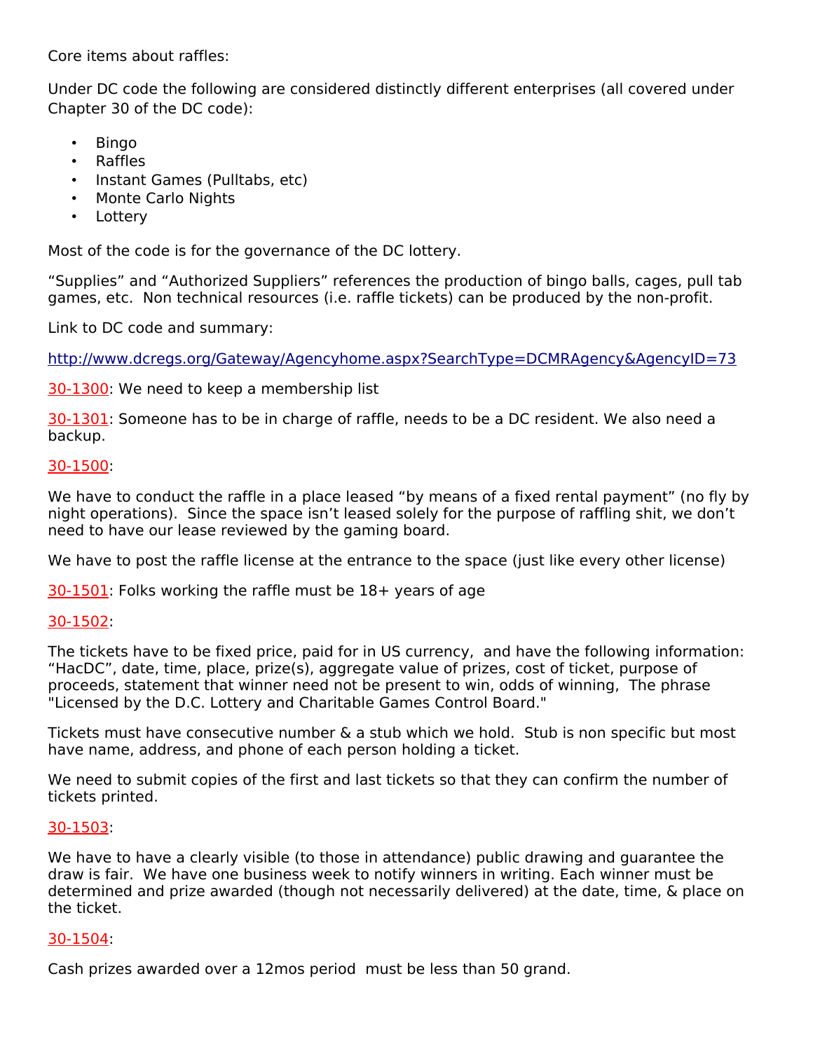Core items about raffles:

Under DC code the following are considered distinctly different enterprises (all covered under Chapter 30 of the DC code):

- Bingo
- Raffles
- Instant Games (Pulltabs, etc)
- Monte Carlo Nights
- Lottery

Most of the code is for the governance of the DC lottery.

“Supplies” and “Authorized Suppliers” references the production of bingo balls, cages, pull tab games, etc. Non technical resources (i.e. raffle tickets) can be produced by the non-profit.

Link to DC code and summary:

http://www.dcregs.org/Gateway/Agencyhome.aspx?SearchType=DCMRAgency&AgencyID=73

30-1300: We need to keep a membership list

30-1301: Someone has to be in charge of raffle, needs to be a DC resident. We also need a backup.

30-1500:

We have to conduct the raffle in a place leased “by means of a fixed rental payment” (no fly by night operations). Since the space isn’t leased solely for the purpose of raffling shit, we don’t need to have our lease reviewed by the gaming board.

We have to post the raffle license at the entrance to the space (just like every other license)

30-1501: Folks working the raffle must be 18+ years of age

30-1502:

The tickets have to be fixed price, paid for in US currency, and have the following information: “HacDC”, date, time, place, prize(s), aggregate value of prizes, cost of ticket, purpose of proceeds, statement that winner need not be present to win, odds of winning, The phrase "Licensed by the D.C. Lottery and Charitable Games Control Board."

Tickets must have consecutive number & a stub which we hold. Stub is non specific but most have name, address, and phone of each person holding a ticket.

We need to submit copies of the first and last tickets so that they can confirm the number of tickets printed.

30-1503:

We have to have a clearly visible (to those in attendance) public drawing and guarantee the draw is fair. We have one business week to notify winners in writing. Each winner must be determined and prize awarded (though not necessarily delivered) at the date, time, & place on the ticket.

30-1504:

Cash prizes awarded over a 12mos period must be less than 50 grand.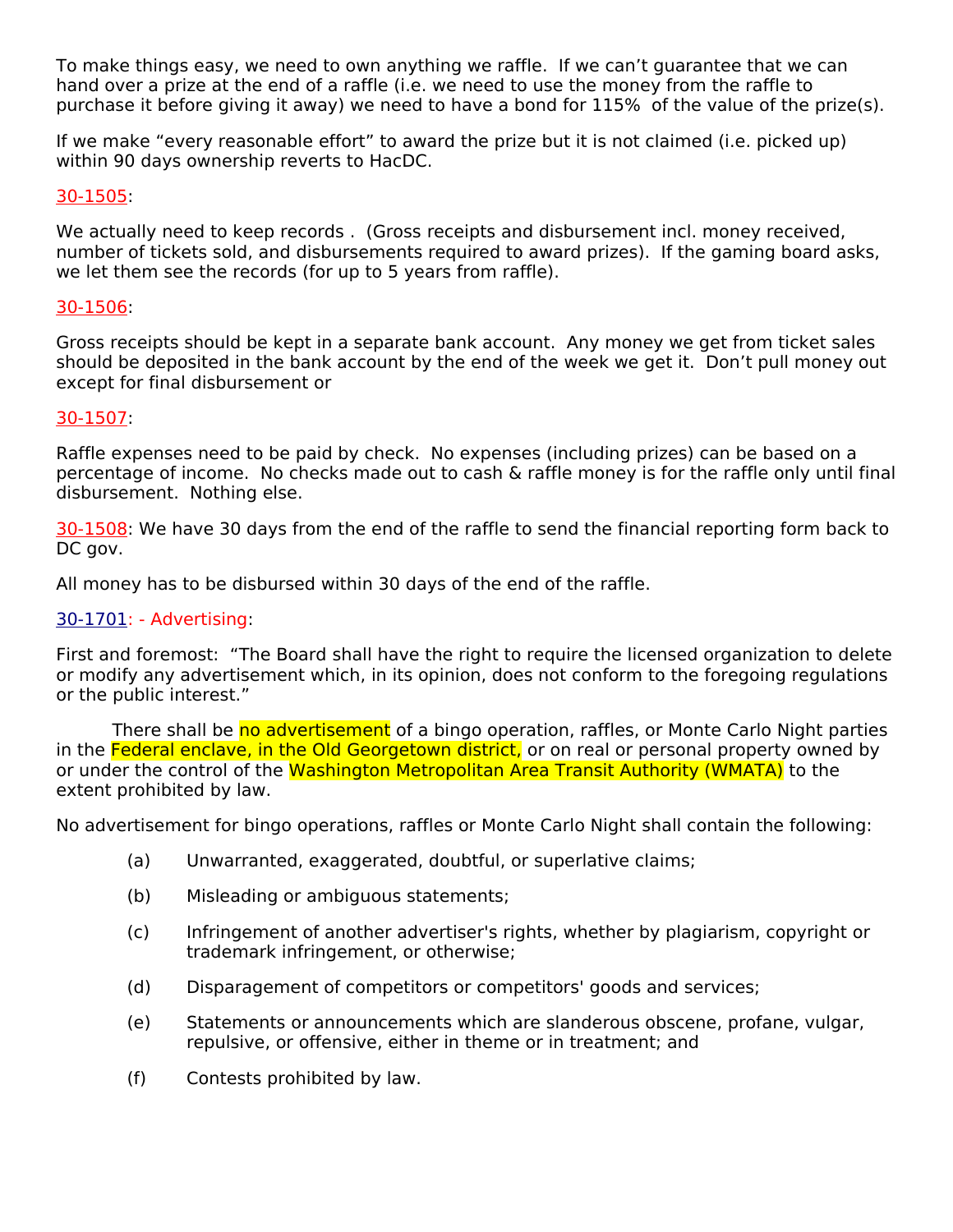To make things easy, we need to own anything we raffle. If we can't guarantee that we can hand over a prize at the end of a raffle (i.e. we need to use the money from the raffle to purchase it before giving it away) we need to have a bond for 115% of the value of the prize(s).

If we make "every reasonable effort" to award the prize but it is not claimed (i.e. picked up) within 90 days ownership reverts to HacDC.

30-1505:

We actually need to keep records . (Gross receipts and disbursement incl. money received, number of tickets sold, and disbursements required to award prizes). If the gaming board asks, we let them see the records (for up to 5 years from raffle).

30-1506:

Gross receipts should be kept in a separate bank account. Any money we get from ticket sales should be deposited in the bank account by the end of the week we get it. Don't pull money out except for final disbursement or

30-1507:

Raffle expenses need to be paid by check. No expenses (including prizes) can be based on a percentage of income. No checks made out to cash & raffle money is for the raffle only until final disbursement. Nothing else.

30-1508: We have 30 days from the end of the raffle to send the financial reporting form back to DC gov.

All money has to be disbursed within 30 days of the end of the raffle.

30-1701: - Advertising:

First and foremost: "The Board shall have the right to require the licensed organization to delete or modify any advertisement which, in its opinion, does not conform to the foregoing regulations or the public interest."

There shall be no advertisement of a bingo operation, raffles, or Monte Carlo Night parties in the Federal enclave, in the Old Georgetown district, or on real or personal property owned by or under the control of the Washington Metropolitan Area Transit Authority (WMATA) to the extent prohibited by law.

No advertisement for bingo operations, raffles or Monte Carlo Night shall contain the following:

(a) Unwarranted, exaggerated, doubtful, or superlative claims;

(b) Misleading or ambiguous statements;

(c) Infringement of another advertiser's rights, whether by plagiarism, copyright or trademark infringement, or otherwise;

(d) Disparagement of competitors or competitors' goods and services;

(e) Statements or announcements which are slanderous obscene, profane, vulgar, repulsive, or offensive, either in theme or in treatment; and

(f) Contests prohibited by law.